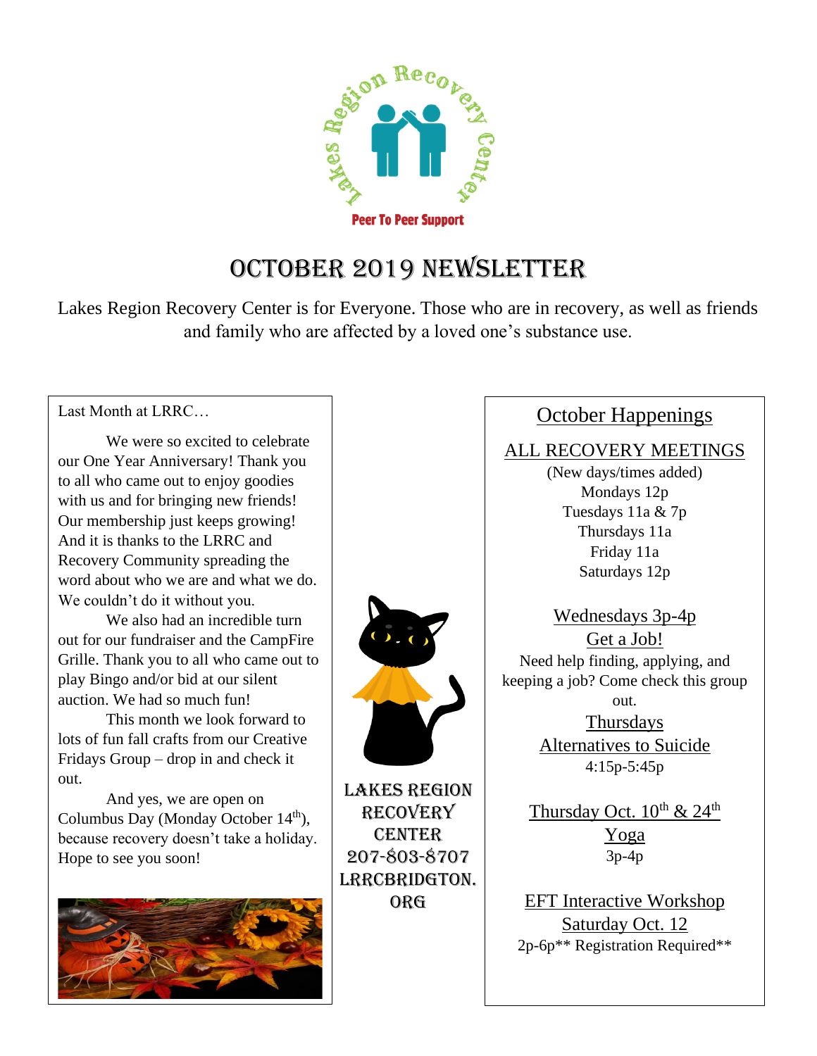Lakes Region Recovery Center

Peer To Peer Support

# October 2019 Newsletter

Lakes Region Recovery Center is for Everyone. Those who are in recovery, as well as friends and family who are affected by a loved one's substance use.

## Last Month at LRRC…

We were so excited to celebrate our One Year Anniversary! Thank you to all who came out to enjoy goodies with us and for bringing new friends! Our membership just keeps growing! And it is thanks to the LRRC and Recovery Community spreading the word about who we are and what we do. We couldn't do it without you.

We also had an incredible turn out for our fundraiser and the CampFire Grille. Thank you to all who came out to play Bingo and/or bid at our silent auction. We had so much fun!

This month we look forward to lots of fun fall crafts from our Creative Fridays Group – drop in and check it out.

And yes, we are open on Columbus Day (Monday October 14th), because recovery doesn't take a holiday. Hope to see you soon!

**Lakes Region Recovery Center**
**207-803-8707**
**LRRCBRIDGTON.ORG**

## October Happenings

### ALL RECOVERY MEETINGS

(New days/times added)
Mondays 12p
Tuesdays 11a & 7p
Thursdays 11a
Friday 11a
Saturdays 12p

### Wednesdays 3p-4p
### Get a Job!

Need help finding, applying, and keeping a job? Come check this group out.

### Thursdays
### Alternatives to Suicide

4:15p-5:45p

### Thursday Oct. 10th & 24th
### Yoga

3p-4p

### EFT Interactive Workshop
### Saturday Oct. 12

2p-6p** Registration Required**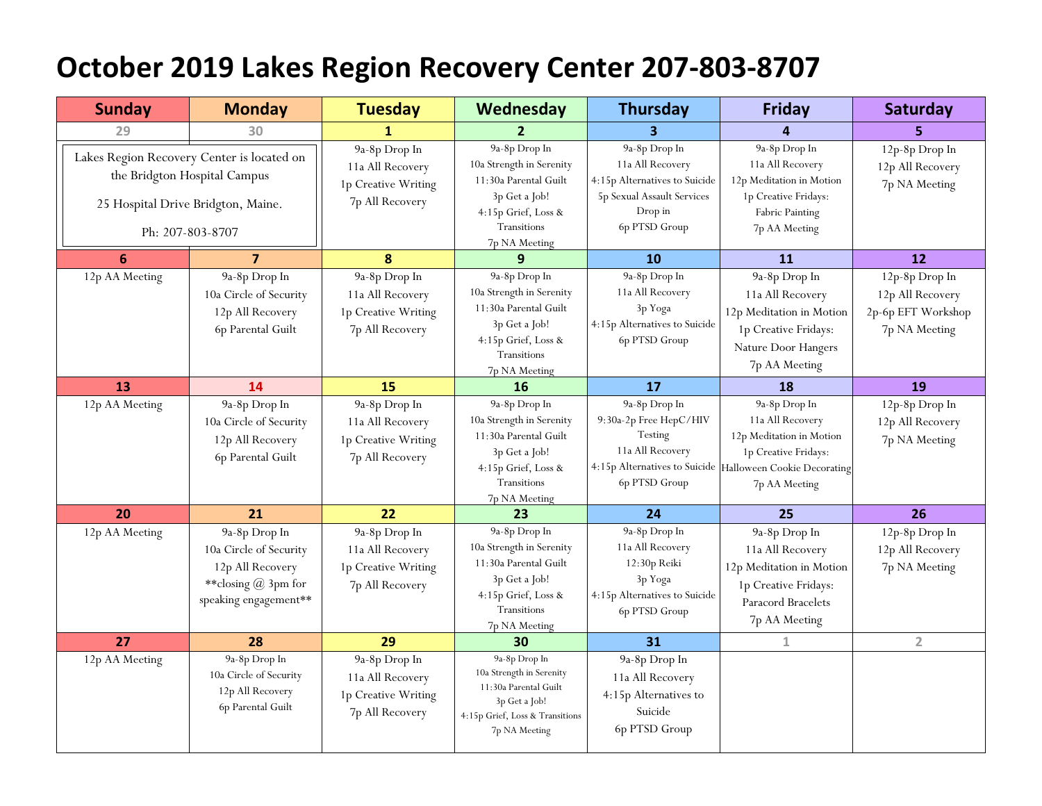# October 2019 Lakes Region Recovery Center 207-803-8707

| Sunday | Monday | Tuesday | Wednesday | Thursday | Friday | Saturday |
|---|---|---|---|---|---|---|
| 29 | 30 | 1 | 2 | 3 | 4 | 5 |
| Lakes Region Recovery Center is located on the Bridgton Hospital Campus<br>25 Hospital Drive Bridgton, Maine.<br>Ph: 207-803-8707 | | 9a-8p Drop In<br>11a All Recovery<br>1p Creative Writing<br>7p All Recovery | 9a-8p Drop In<br>10a Strength in Serenity<br>11:30a Parental Guilt<br>3p Get a Job!<br>4:15p Grief, Loss & Transitions<br>7p NA Meeting | 9a-8p Drop In<br>11a All Recovery<br>4:15p Alternatives to Suicide<br>5p Sexual Assault Services Drop in<br>6p PTSD Group | 9a-8p Drop In<br>11a All Recovery<br>12p Meditation in Motion<br>1p Creative Fridays: Fabric Painting<br>7p AA Meeting | 12p-8p Drop In<br>12p All Recovery<br>7p NA Meeting |
| 6 | 7 | 8 | 9 | 10 | 11 | 12 |
| 12p AA Meeting | 9a-8p Drop In<br>10a Circle of Security<br>12p All Recovery<br>6p Parental Guilt | 9a-8p Drop In<br>11a All Recovery<br>1p Creative Writing<br>7p All Recovery | 9a-8p Drop In<br>10a Strength in Serenity<br>11:30a Parental Guilt<br>3p Get a Job!<br>4:15p Grief, Loss & Transitions<br>7p NA Meeting | 9a-8p Drop In<br>11a All Recovery<br>3p Yoga<br>4:15p Alternatives to Suicide<br>6p PTSD Group | 9a-8p Drop In<br>11a All Recovery<br>12p Meditation in Motion<br>1p Creative Fridays: Nature Door Hangers<br>7p AA Meeting | 12p-8p Drop In<br>12p All Recovery<br>2p-6p EFT Workshop<br>7p NA Meeting |
| 13 | 14 | 15 | 16 | 17 | 18 | 19 |
| 12p AA Meeting | 9a-8p Drop In<br>10a Circle of Security<br>12p All Recovery<br>6p Parental Guilt | 9a-8p Drop In<br>11a All Recovery<br>1p Creative Writing<br>7p All Recovery | 9a-8p Drop In<br>10a Strength in Serenity<br>11:30a Parental Guilt<br>3p Get a Job!<br>4:15p Grief, Loss & Transitions<br>7p NA Meeting | 9a-8p Drop In<br>9:30a-2p Free HepC/HIV Testing<br>11a All Recovery<br>4:15p Alternatives to Suicide<br>6p PTSD Group | 9a-8p Drop In<br>11a All Recovery<br>12p Meditation in Motion<br>1p Creative Fridays: Halloween Cookie Decorating<br>7p AA Meeting | 12p-8p Drop In<br>12p All Recovery<br>7p NA Meeting |
| 20 | 21 | 22 | 23 | 24 | 25 | 26 |
| 12p AA Meeting | 9a-8p Drop In<br>10a Circle of Security<br>12p All Recovery<br>**closing @ 3pm for speaking engagement** | 9a-8p Drop In<br>11a All Recovery<br>1p Creative Writing<br>7p All Recovery | 9a-8p Drop In<br>10a Strength in Serenity<br>11:30a Parental Guilt<br>3p Get a Job!<br>4:15p Grief, Loss & Transitions<br>7p NA Meeting | 9a-8p Drop In<br>11a All Recovery<br>12:30p Reiki<br>3p Yoga<br>4:15p Alternatives to Suicide<br>6p PTSD Group | 9a-8p Drop In<br>11a All Recovery<br>12p Meditation in Motion<br>1p Creative Fridays: Paracord Bracelets<br>7p AA Meeting | 12p-8p Drop In<br>12p All Recovery<br>7p NA Meeting |
| 27 | 28 | 29 | 30 | 31 | 1 | 2 |
| 12p AA Meeting | 9a-8p Drop In<br>10a Circle of Security<br>12p All Recovery<br>6p Parental Guilt | 9a-8p Drop In<br>11a All Recovery<br>1p Creative Writing<br>7p All Recovery | 9a-8p Drop In<br>10a Strength in Serenity<br>11:30a Parental Guilt<br>3p Get a Job!<br>4:15p Grief, Loss & Transitions<br>7p NA Meeting | 9a-8p Drop In<br>11a All Recovery<br>4:15p Alternatives to Suicide<br>6p PTSD Group | | |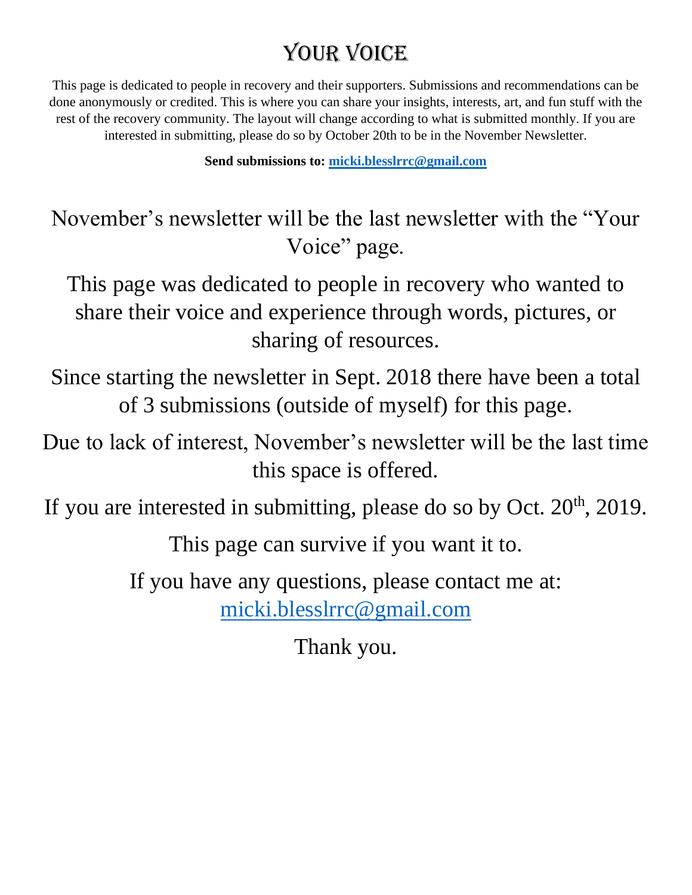# YOUR VOICE

This page is dedicated to people in recovery and their supporters. Submissions and recommendations can be done anonymously or credited. This is where you can share your insights, interests, art, and fun stuff with the rest of the recovery community. The layout will change according to what is submitted monthly. If you are interested in submitting, please do so by October 20th to be in the November Newsletter.

**Send submissions to: micki.blesslrrc@gmail.com**

November's newsletter will be the last newsletter with the "Your Voice" page.

This page was dedicated to people in recovery who wanted to share their voice and experience through words, pictures, or sharing of resources.

Since starting the newsletter in Sept. 2018 there have been a total of 3 submissions (outside of myself) for this page.

Due to lack of interest, November's newsletter will be the last time this space is offered.

If you are interested in submitting, please do so by Oct. 20th, 2019.

This page can survive if you want it to.

If you have any questions, please contact me at: micki.blesslrrc@gmail.com

Thank you.